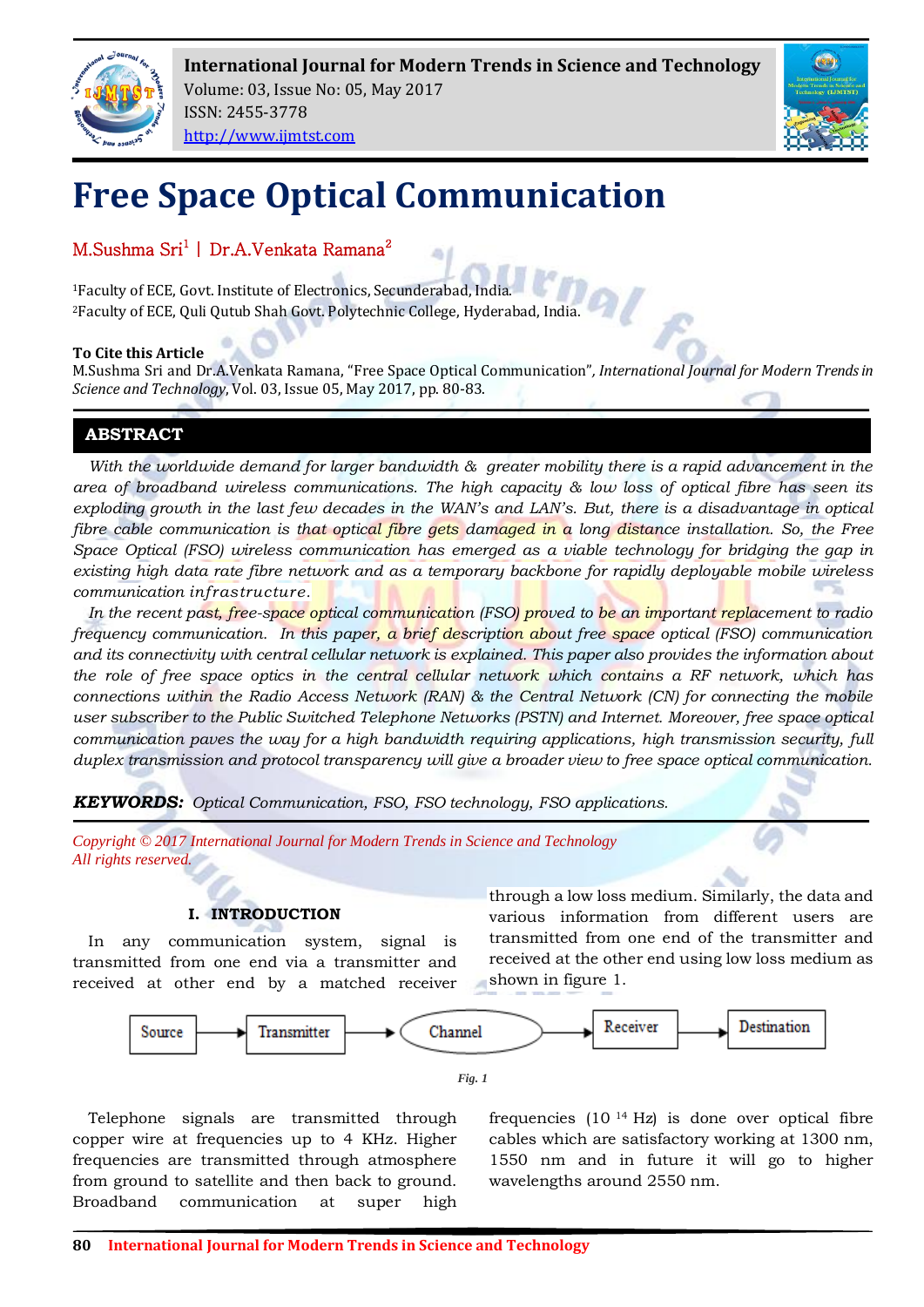# Free Space Optical Communication

M.Sushma Sri[1] | Dr.A.Venkata Ramana[2]

[1]Faculty of ECE, Govt. Institute of Electronics, Secunderabad, India.
[2]Faculty of ECE, Quli Qutub Shah Govt. Polytechnic College, Hyderabad, India.

**To Cite this Article**
M.Sushma Sri and Dr.A.Venkata Ramana, "Free Space Optical Communication", *International Journal for Modern Trends in Science and Technology*, Vol. 03, Issue 05, May 2017, pp. 80-83.

## ABSTRACT

*With the worldwide demand for larger bandwidth & greater mobility there is a rapid advancement in the area of broadband wireless communications. The high capacity & low loss of optical fibre has seen its exploding growth in the last few decades in the WAN's and LAN's. But, there is a disadvantage in optical fibre cable communication is that optical fibre gets damaged in a long distance installation. So, the Free Space Optical (FSO) wireless communication has emerged as a viable technology for bridging the gap in existing high data rate fibre network and as a temporary backbone for rapidly deployable mobile wireless communication infrastructure.*

*In the recent past, free-space optical communication (FSO) proved to be an important replacement to radio frequency communication. In this paper, a brief description about free space optical (FSO) communication and its connectivity with central cellular network is explained. This paper also provides the information about the role of free space optics in the central cellular network which contains a RF network, which has connections within the Radio Access Network (RAN) & the Central Network (CN) for connecting the mobile user subscriber to the Public Switched Telephone Networks (PSTN) and Internet. Moreover, free space optical communication paves the way for a high bandwidth requiring applications, high transmission security, full duplex transmission and protocol transparency will give a broader view to free space optical communication.*

***KEYWORDS:*** *Optical Communication, FSO, FSO technology, FSO applications.*

*Copyright © 2017 International Journal for Modern Trends in Science and Technology*
*All rights reserved.*

## I. INTRODUCTION

In any communication system, signal is transmitted from one end via a transmitter and received at other end by a matched receiver through a low loss medium. Similarly, the data and various information from different users are transmitted from one end of the transmitter and received at the other end using low loss medium as shown in figure 1.

Source → Transmitter → Channel → Receiver → Destination

*Fig. 1*

Telephone signals are transmitted through copper wire at frequencies up to 4 KHz. Higher frequencies are transmitted through atmosphere from ground to satellite and then back to ground. Broadband communication at super high frequencies ($10^{14}$ Hz) is done over optical fibre cables which are satisfactory working at 1300 nm, 1550 nm and in future it will go to higher wavelengths around 2550 nm.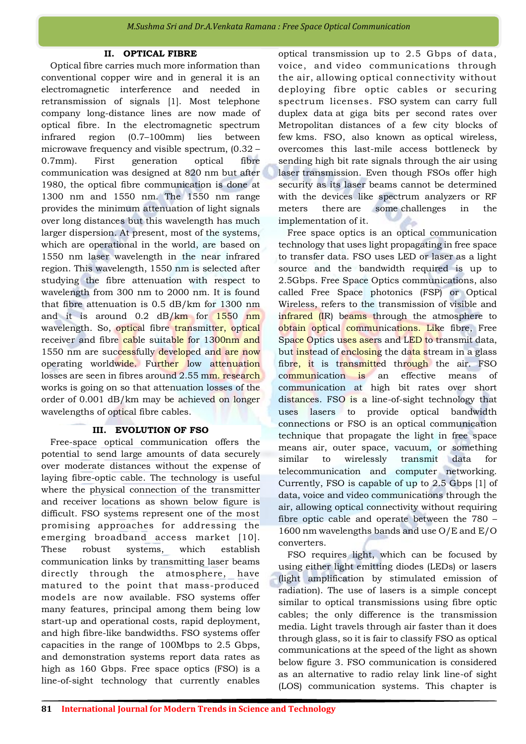## II. OPTICAL FIBRE

Optical fibre carries much more information than conventional copper wire and in general it is an electromagnetic interference and needed in retransmission of signals [1]. Most telephone company long-distance lines are now made of optical fibre. In the electromagnetic spectrum infrared region (0.7–100mm) lies between microwave frequency and visible spectrum, (0.32 – 0.7mm). First generation optical fibre communication was designed at 820 nm but after 1980, the optical fibre communication is done at 1300 nm and 1550 nm. The 1550 nm range provides the minimum attenuation of light signals over long distances but this wavelength has much larger dispersion. At present, most of the systems, which are operational in the world, are based on 1550 nm laser wavelength in the near infrared region. This wavelength, 1550 nm is selected after studying the fibre attenuation with respect to wavelength from 300 nm to 2000 nm. It is found that fibre attenuation is 0.5 dB/km for 1300 nm and it is around 0.2 dB/km for 1550 nm wavelength. So, optical fibre transmitter, optical receiver and fibre cable suitable for 1300nm and 1550 nm are successfully developed and are now operating worldwide. Further low attenuation losses are seen in fibres around 2.55 mm. research works is going on so that attenuation losses of the order of 0.001 dB/km may be achieved on longer wavelengths of optical fibre cables.

## III. EVOLUTION OF FSO

Free-space optical communication offers the potential to send large amounts of data securely over moderate distances without the expense of laying fibre-optic cable. The technology is useful where the physical connection of the transmitter and receiver locations as shown below figure is difficult. FSO systems represent one of the most promising approaches for addressing the emerging broadband access market [10]. These robust systems, which establish communication links by transmitting laser beams directly through the atmosphere, have matured to the point that mass-produced models are now available. FSO systems offer many features, principal among them being low start-up and operational costs, rapid deployment, and high fibre-like bandwidths. FSO systems offer capacities in the range of 100Mbps to 2.5 Gbps, and demonstration systems report data rates as high as 160 Gbps. Free space optics (FSO) is a line-of-sight technology that currently enables optical transmission up to 2.5 Gbps of data, voice, and video communications through the air, allowing optical connectivity without deploying fibre optic cables or securing spectrum licenses. FSO system can carry full duplex data at giga bits per second rates over Metropolitan distances of a few city blocks of few kms. FSO, also known as optical wireless, overcomes this last-mile access bottleneck by sending high bit rate signals through the air using laser transmission. Even though FSOs offer high security as its laser beams cannot be determined with the devices like spectrum analyzers or RF meters there are some challenges in the implementation of it.

Free space optics is an optical communication technology that uses light propagating in free space to transfer data. FSO uses LED or laser as a light source and the bandwidth required is up to 2.5Gbps. Free Space Optics communications, also called Free Space photonics (FSP) or Optical Wireless, refers to the transmission of visible and infrared (IR) beams through the atmosphere to obtain optical communications. Like fibre, Free Space Optics uses asers and LED to transmit data, but instead of enclosing the data stream in a glass fibre, it is transmitted through the air. FSO communication is an effective means of communication at high bit rates over short distances. FSO is a line-of-sight technology that uses lasers to provide optical bandwidth connections or FSO is an optical communication technique that propagate the light in free space means air, outer space, vacuum, or something similar to wirelessly transmit data for telecommunication and computer networking. Currently, FSO is capable of up to 2.5 Gbps [1] of data, voice and video communications through the air, allowing optical connectivity without requiring fibre optic cable and operate between the 780 – 1600 nm wavelengths bands and use O/E and E/O converters.

FSO requires light, which can be focused by using either light emitting diodes (LEDs) or lasers (light amplification by stimulated emission of radiation). The use of lasers is a simple concept similar to optical transmissions using fibre optic cables; the only difference is the transmission media. Light travels through air faster than it does through glass, so it is fair to classify FSO as optical communications at the speed of the light as shown below figure 3. FSO communication is considered as an alternative to radio relay link line-of sight (LOS) communication systems. This chapter is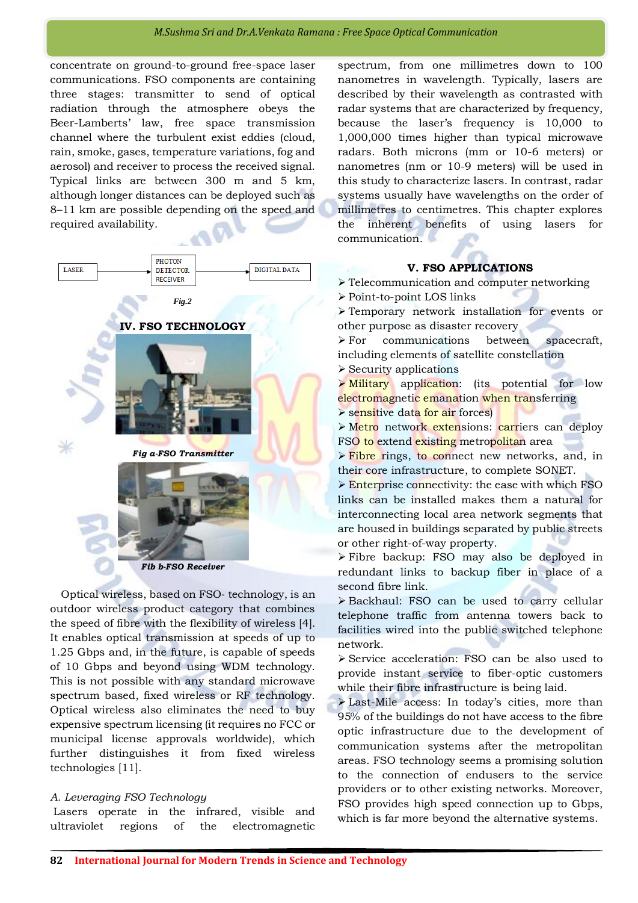concentrate on ground-to-ground free-space laser communications. FSO components are containing three stages: transmitter to send of optical radiation through the atmosphere obeys the Beer-Lamberts' law, free space transmission channel where the turbulent exist eddies (cloud, rain, smoke, gases, temperature variations, fog and aerosol) and receiver to process the received signal. Typical links are between 300 m and 5 km, although longer distances can be deployed such as 8–11 km are possible depending on the speed and required availability.

LASER → PHOTON DETECTOR RECEIVER → DIGITAL DATA

*Fig.2*

## IV. FSO TECHNOLOGY

*Fig a-FSO Transmitter*

*Fib b-FSO Receiver*

Optical wireless, based on FSO- technology, is an outdoor wireless product category that combines the speed of fibre with the flexibility of wireless [4]. It enables optical transmission at speeds of up to 1.25 Gbps and, in the future, is capable of speeds of 10 Gbps and beyond using WDM technology. This is not possible with any standard microwave spectrum based, fixed wireless or RF technology. Optical wireless also eliminates the need to buy expensive spectrum licensing (it requires no FCC or municipal license approvals worldwide), which further distinguishes it from fixed wireless technologies [11].

### *A. Leveraging FSO Technology*

Lasers operate in the infrared, visible and ultraviolet regions of the electromagnetic spectrum, from one millimetres down to 100 nanometres in wavelength. Typically, lasers are described by their wavelength as contrasted with radar systems that are characterized by frequency, because the laser's frequency is 10,000 to 1,000,000 times higher than typical microwave radars. Both microns (mm or 10-6 meters) or nanometres (nm or 10-9 meters) will be used in this study to characterize lasers. In contrast, radar systems usually have wavelengths on the order of millimetres to centimetres. This chapter explores the inherent benefits of using lasers for communication.

## V. FSO APPLICATIONS

- Telecommunication and computer networking
- Point-to-point LOS links
- Temporary network installation for events or other purpose as disaster recovery
- For communications between spacecraft, including elements of satellite constellation
- Security applications
- Military application: (its potential for low electromagnetic emanation when transferring
- sensitive data for air forces)
- Metro network extensions: carriers can deploy FSO to extend existing metropolitan area
- Fibre rings, to connect new networks, and, in their core infrastructure, to complete SONET.
- Enterprise connectivity: the ease with which FSO links can be installed makes them a natural for interconnecting local area network segments that are housed in buildings separated by public streets or other right-of-way property.
- Fibre backup: FSO may also be deployed in redundant links to backup fiber in place of a second fibre link.
- Backhaul: FSO can be used to carry cellular telephone traffic from antenna towers back to facilities wired into the public switched telephone network.
- Service acceleration: FSO can be also used to provide instant service to fiber-optic customers while their fibre infrastructure is being laid.
- Last-Mile access: In today's cities, more than 95% of the buildings do not have access to the fibre optic infrastructure due to the development of communication systems after the metropolitan areas. FSO technology seems a promising solution to the connection of endusers to the service providers or to other existing networks. Moreover, FSO provides high speed connection up to Gbps, which is far more beyond the alternative systems.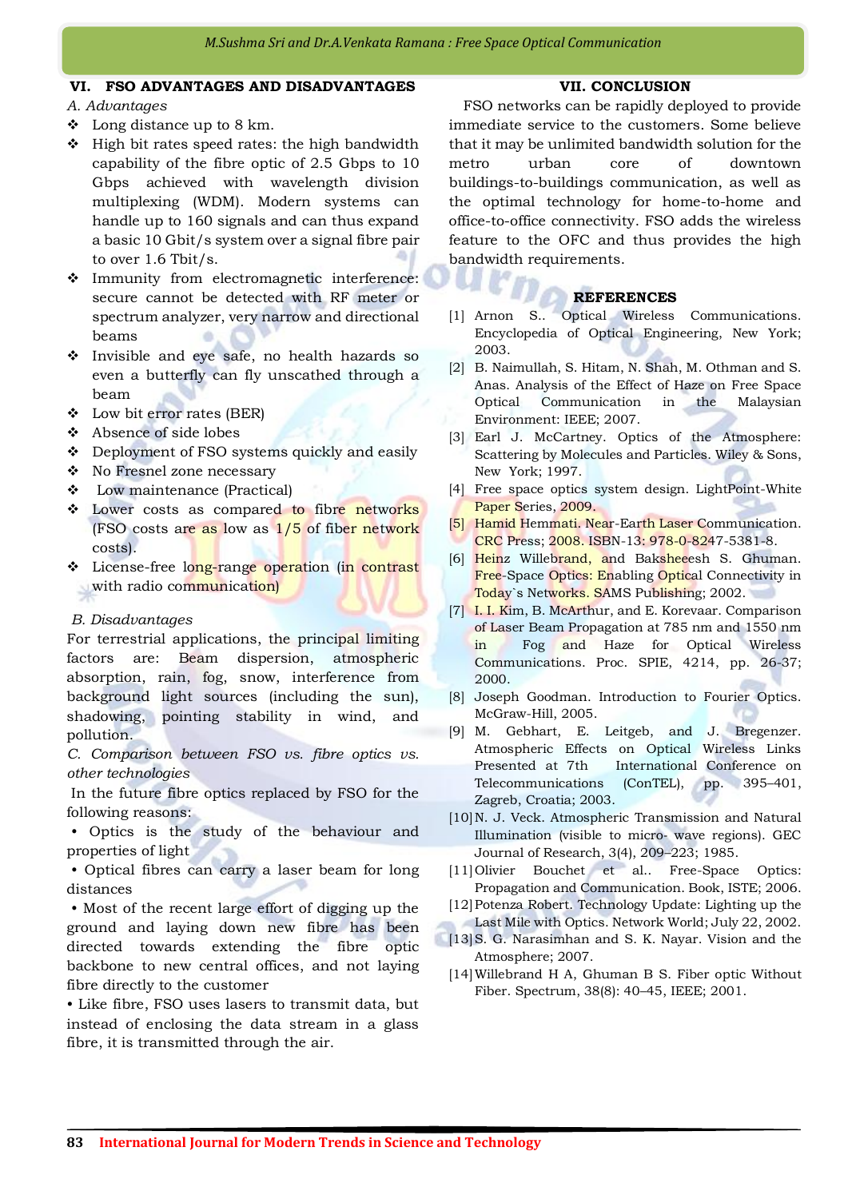## VI. FSO ADVANTAGES AND DISADVANTAGES

*A. Advantages*

- Long distance up to 8 km.
- High bit rates speed rates: the high bandwidth capability of the fibre optic of 2.5 Gbps to 10 Gbps achieved with wavelength division multiplexing (WDM). Modern systems can handle up to 160 signals and can thus expand a basic 10 Gbit/s system over a signal fibre pair to over 1.6 Tbit/s.
- Immunity from electromagnetic interference: secure cannot be detected with RF meter or spectrum analyzer, very narrow and directional beams
- Invisible and eye safe, no health hazards so even a butterfly can fly unscathed through a beam
- Low bit error rates (BER)
- Absence of side lobes
- Deployment of FSO systems quickly and easily
- No Fresnel zone necessary
- Low maintenance (Practical)
- Lower costs as compared to fibre networks (FSO costs are as low as 1/5 of fiber network costs).
- License-free long-range operation (in contrast with radio communication)

*B. Disadvantages*

For terrestrial applications, the principal limiting factors are: Beam dispersion, atmospheric absorption, rain, fog, snow, interference from background light sources (including the sun), shadowing, pointing stability in wind, and pollution.

*C. Comparison between FSO vs. fibre optics vs. other technologies*

In the future fibre optics replaced by FSO for the following reasons:

- Optics is the study of the behaviour and properties of light
- Optical fibres can carry a laser beam for long distances
- Most of the recent large effort of digging up the ground and laying down new fibre has been directed towards extending the fibre optic backbone to new central offices, and not laying fibre directly to the customer
- Like fibre, FSO uses lasers to transmit data, but instead of enclosing the data stream in a glass fibre, it is transmitted through the air.

## VII. CONCLUSION

FSO networks can be rapidly deployed to provide immediate service to the customers. Some believe that it may be unlimited bandwidth solution for the metro urban core of downtown buildings-to-buildings communication, as well as the optimal technology for home-to-home and office-to-office connectivity. FSO adds the wireless feature to the OFC and thus provides the high bandwidth requirements.

## REFERENCES

[1] Arnon S.. Optical Wireless Communications. Encyclopedia of Optical Engineering, New York; 2003.

[2] B. Naimullah, S. Hitam, N. Shah, M. Othman and S. Anas. Analysis of the Effect of Haze on Free Space Optical Communication in the Malaysian Environment: IEEE; 2007.

[3] Earl J. McCartney. Optics of the Atmosphere: Scattering by Molecules and Particles. Wiley & Sons, New York; 1997.

[4] Free space optics system design. LightPoint-White Paper Series, 2009.

[5] Hamid Hemmati. Near-Earth Laser Communication. CRC Press; 2008. ISBN-13: 978-0-8247-5381-8.

[6] Heinz Willebrand, and Baksheeesh S. Ghuman. Free-Space Optics: Enabling Optical Connectivity in Today`s Networks. SAMS Publishing; 2002.

[7] I. I. Kim, B. McArthur, and E. Korevaar. Comparison of Laser Beam Propagation at 785 nm and 1550 nm in Fog and Haze for Optical Wireless Communications. Proc. SPIE, 4214, pp. 26-37; 2000.

[8] Joseph Goodman. Introduction to Fourier Optics. McGraw-Hill, 2005.

[9] M. Gebhart, E. Leitgeb, and J. Bregenzer. Atmospheric Effects on Optical Wireless Links Presented at 7th International Conference on Telecommunications (ConTEL), pp. 395–401, Zagreb, Croatia; 2003.

[10] N. J. Veck. Atmospheric Transmission and Natural Illumination (visible to micro- wave regions). GEC Journal of Research, 3(4), 209–223; 1985.

[11] Olivier Bouchet et al.. Free-Space Optics: Propagation and Communication. Book, ISTE; 2006.

[12] Potenza Robert. Technology Update: Lighting up the Last Mile with Optics. Network World; July 22, 2002.

[13] S. G. Narasimhan and S. K. Nayar. Vision and the Atmosphere; 2007.

[14] Willebrand H A, Ghuman B S. Fiber optic Without Fiber. Spectrum, 38(8): 40–45, IEEE; 2001.